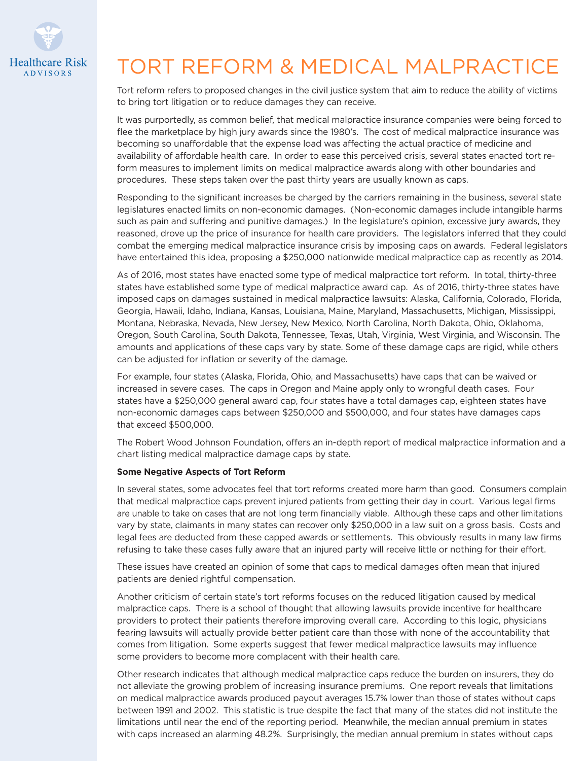Healthcare Risk ADVISORS

# TORT REFORM & MEDICAL MALPRACTICE

Tort reform refers to proposed changes in the civil justice system that aim to reduce the ability of victims to bring tort litigation or to reduce damages they can receive.

It was purportedly, as common belief, that medical malpractice insurance companies were being forced to flee the marketplace by high jury awards since the 1980's. The cost of medical malpractice insurance was becoming so unaffordable that the expense load was affecting the actual practice of medicine and availability of affordable health care. In order to ease this perceived crisis, several states enacted tort reform measures to implement limits on medical malpractice awards along with other boundaries and procedures. These steps taken over the past thirty years are usually known as caps.

Responding to the significant increases be charged by the carriers remaining in the business, several state legislatures enacted limits on non-economic damages. (Non-economic damages include intangible harms such as pain and suffering and punitive damages.) In the legislature's opinion, excessive jury awards, they reasoned, drove up the price of insurance for health care providers. The legislators inferred that they could combat the emerging medical malpractice insurance crisis by imposing caps on awards. Federal legislators have entertained this idea, proposing a $250,000 nationwide medical malpractice cap as recently as 2014.

As of 2016, most states have enacted some type of medical malpractice tort reform. In total, thirty-three states have established some type of medical malpractice award cap. As of 2016, thirty-three states have imposed caps on damages sustained in medical malpractice lawsuits: Alaska, California, Colorado, Florida, Georgia, Hawaii, Idaho, Indiana, Kansas, Louisiana, Maine, Maryland, Massachusetts, Michigan, Mississippi, Montana, Nebraska, Nevada, New Jersey, New Mexico, North Carolina, North Dakota, Ohio, Oklahoma, Oregon, South Carolina, South Dakota, Tennessee, Texas, Utah, Virginia, West Virginia, and Wisconsin. The amounts and applications of these caps vary by state. Some of these damage caps are rigid, while others can be adjusted for inflation or severity of the damage.

For example, four states (Alaska, Florida, Ohio, and Massachusetts) have caps that can be waived or increased in severe cases. The caps in Oregon and Maine apply only to wrongful death cases. Four states have a $250,000 general award cap, four states have a total damages cap, eighteen states have non-economic damages caps between $250,000 and $500,000, and four states have damages caps that exceed $500,000.

The Robert Wood Johnson Foundation, offers an in-depth report of medical malpractice information and a chart listing medical malpractice damage caps by state.

**Some Negative Aspects of Tort Reform**

In several states, some advocates feel that tort reforms created more harm than good. Consumers complain that medical malpractice caps prevent injured patients from getting their day in court. Various legal firms are unable to take on cases that are not long term financially viable. Although these caps and other limitations vary by state, claimants in many states can recover only $250,000 in a law suit on a gross basis. Costs and legal fees are deducted from these capped awards or settlements. This obviously results in many law firms refusing to take these cases fully aware that an injured party will receive little or nothing for their effort.

These issues have created an opinion of some that caps to medical damages often mean that injured patients are denied rightful compensation.

Another criticism of certain state's tort reforms focuses on the reduced litigation caused by medical malpractice caps. There is a school of thought that allowing lawsuits provide incentive for healthcare providers to protect their patients therefore improving overall care. According to this logic, physicians fearing lawsuits will actually provide better patient care than those with none of the accountability that comes from litigation. Some experts suggest that fewer medical malpractice lawsuits may influence some providers to become more complacent with their health care.

Other research indicates that although medical malpractice caps reduce the burden on insurers, they do not alleviate the growing problem of increasing insurance premiums. One report reveals that limitations on medical malpractice awards produced payout averages 15.7% lower than those of states without caps between 1991 and 2002. This statistic is true despite the fact that many of the states did not institute the limitations until near the end of the reporting period. Meanwhile, the median annual premium in states with caps increased an alarming 48.2%. Surprisingly, the median annual premium in states without caps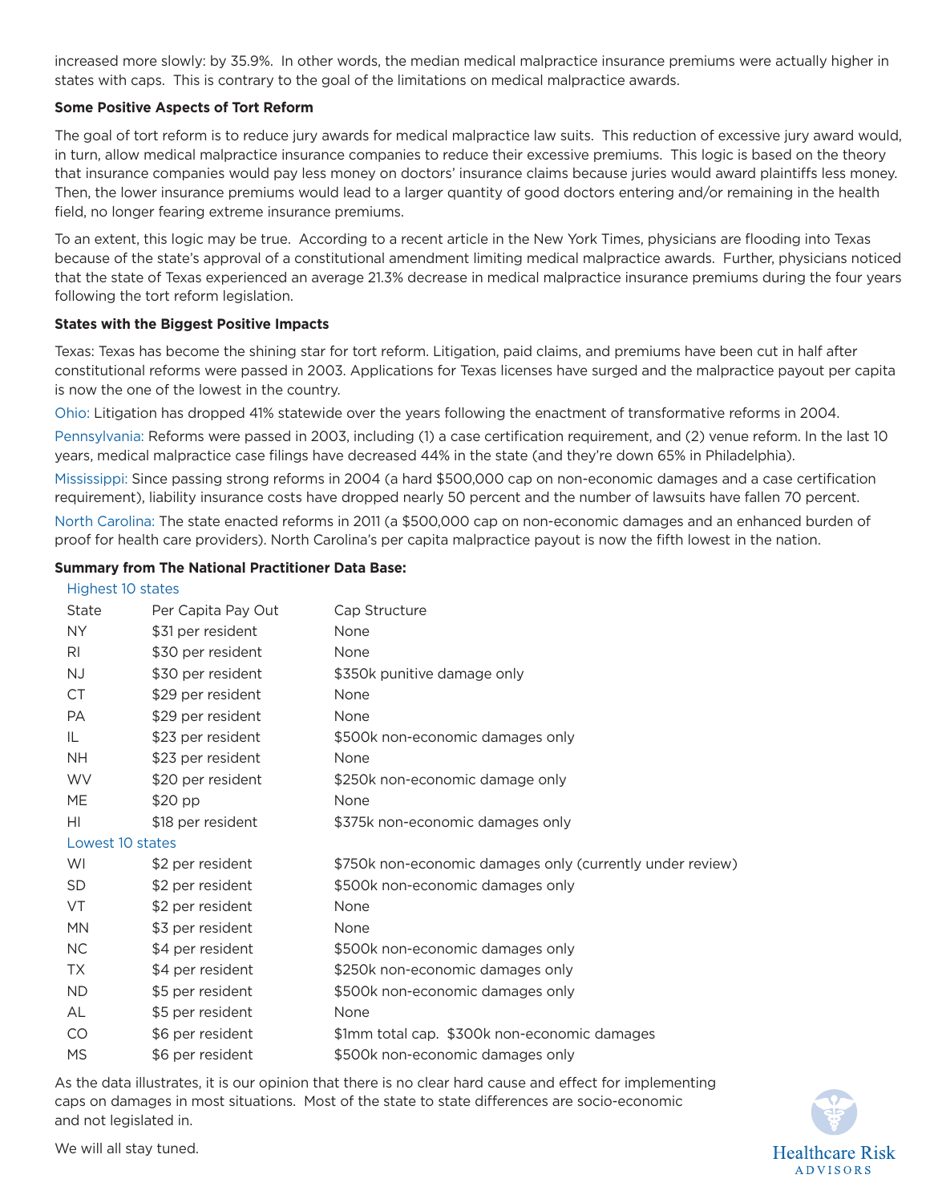increased more slowly: by 35.9%. In other words, the median medical malpractice insurance premiums were actually higher in states with caps. This is contrary to the goal of the limitations on medical malpractice awards.

**Some Positive Aspects of Tort Reform**

The goal of tort reform is to reduce jury awards for medical malpractice law suits. This reduction of excessive jury award would, in turn, allow medical malpractice insurance companies to reduce their excessive premiums. This logic is based on the theory that insurance companies would pay less money on doctors' insurance claims because juries would award plaintiffs less money. Then, the lower insurance premiums would lead to a larger quantity of good doctors entering and/or remaining in the health field, no longer fearing extreme insurance premiums.

To an extent, this logic may be true. According to a recent article in the New York Times, physicians are flooding into Texas because of the state's approval of a constitutional amendment limiting medical malpractice awards. Further, physicians noticed that the state of Texas experienced an average 21.3% decrease in medical malpractice insurance premiums during the four years following the tort reform legislation.

**States with the Biggest Positive Impacts**

Texas: Texas has become the shining star for tort reform. Litigation, paid claims, and premiums have been cut in half after constitutional reforms were passed in 2003. Applications for Texas licenses have surged and the malpractice payout per capita is now the one of the lowest in the country.

Ohio: Litigation has dropped 41% statewide over the years following the enactment of transformative reforms in 2004.

Pennsylvania: Reforms were passed in 2003, including (1) a case certification requirement, and (2) venue reform. In the last 10 years, medical malpractice case filings have decreased 44% in the state (and they're down 65% in Philadelphia).

Mississippi: Since passing strong reforms in 2004 (a hard $500,000 cap on non-economic damages and a case certification requirement), liability insurance costs have dropped nearly 50 percent and the number of lawsuits have fallen 70 percent.

North Carolina: The state enacted reforms in 2011 (a $500,000 cap on non-economic damages and an enhanced burden of proof for health care providers). North Carolina's per capita malpractice payout is now the fifth lowest in the nation.

**Summary from The National Practitioner Data Base:**

| State | Per Capita Pay Out | Cap Structure |
|---|---|---|
| Highest 10 states | | |
| NY | $31 per resident | None |
| RI | $30 per resident | None |
| NJ | $30 per resident | $350k punitive damage only |
| CT | $29 per resident | None |
| PA | $29 per resident | None |
| IL | $23 per resident | $500k non-economic damages only |
| NH | $23 per resident | None |
| WV | $20 per resident | $250k non-economic damage only |
| ME | $20 pp | None |
| HI | $18 per resident | $375k non-economic damages only |
| Lowest 10 states | | |
| WI | $2 per resident | $750k non-economic damages only (currently under review) |
| SD | $2 per resident | $500k non-economic damages only |
| VT | $2 per resident | None |
| MN | $3 per resident | None |
| NC | $4 per resident | $500k non-economic damages only |
| TX | $4 per resident | $250k non-economic damages only |
| ND | $5 per resident | $500k non-economic damages only |
| AL | $5 per resident | None |
| CO | $6 per resident | $1mm total cap. $300k non-economic damages |
| MS | $6 per resident | $500k non-economic damages only |

As the data illustrates, it is our opinion that there is no clear hard cause and effect for implementing caps on damages in most situations. Most of the state to state differences are socio-economic and not legislated in.

We will all stay tuned.

Healthcare Risk ADVISORS